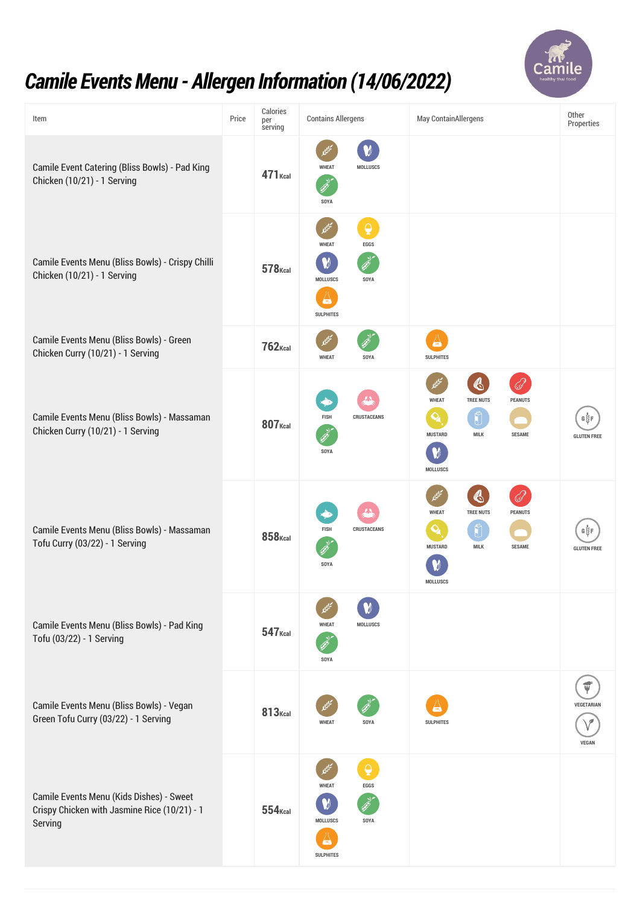# Camile Events Menu - Allergen Information (14/06/2022)

| Item | Price | Calories per serving | Contains Allergens | May ContainAllergens | Other Properties |
|---|---|---|---|---|---|
| Camile Event Catering (Bliss Bowls) - Pad King Chicken (10/21) - 1 Serving | | 471Kcal | WHEAT, MOLLUSCS, SOYA | | |
| Camile Events Menu (Bliss Bowls) - Crispy Chilli Chicken (10/21) - 1 Serving | | 578Kcal | WHEAT, EGGS, MOLLUSCS, SOYA, SULPHITES | | |
| Camile Events Menu (Bliss Bowls) - Green Chicken Curry (10/21) - 1 Serving | | 762Kcal | WHEAT, SOYA | SULPHITES | |
| Camile Events Menu (Bliss Bowls) - Massaman Chicken Curry (10/21) - 1 Serving | | 807Kcal | FISH, CRUSTACEANS, SOYA | WHEAT, TREE NUTS, PEANUTS, MUSTARD, MILK, SESAME, MOLLUSCS | GLUTEN FREE |
| Camile Events Menu (Bliss Bowls) - Massaman Tofu Curry (03/22) - 1 Serving | | 858Kcal | FISH, CRUSTACEANS, SOYA | WHEAT, TREE NUTS, PEANUTS, MUSTARD, MILK, SESAME, MOLLUSCS | GLUTEN FREE |
| Camile Events Menu (Bliss Bowls) - Pad King Tofu (03/22) - 1 Serving | | 547Kcal | WHEAT, MOLLUSCS, SOYA | | |
| Camile Events Menu (Bliss Bowls) - Vegan Green Tofu Curry (03/22) - 1 Serving | | 813Kcal | WHEAT, SOYA | SULPHITES | VEGETARIAN, VEGAN |
| Camile Events Menu (Kids Dishes) - Sweet Crispy Chicken with Jasmine Rice (10/21) - 1 Serving | | 554Kcal | WHEAT, EGGS, MOLLUSCS, SOYA, SULPHITES | | |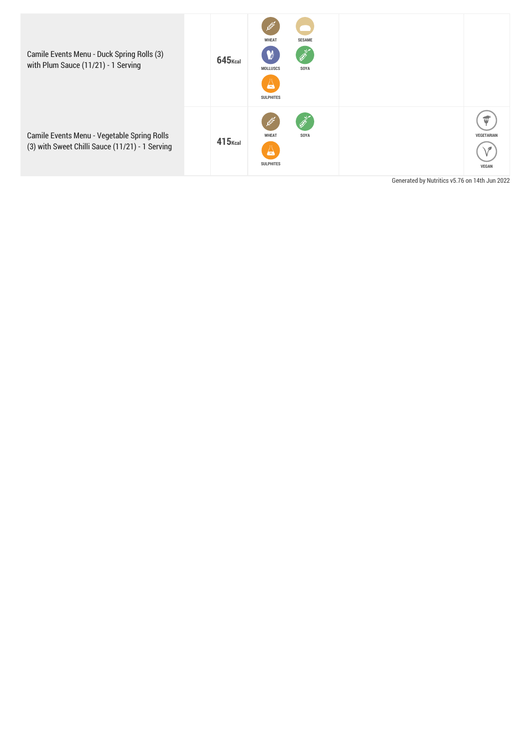| | | | | | |
|---|---|---|---|---|---|
| Camile Events Menu - Duck Spring Rolls (3) with Plum Sauce (11/21) - 1 Serving | | 645Kcal | WHEAT, SESAME, MOLLUSCS, SOYA, SULPHITES | | |
| Camile Events Menu - Vegetable Spring Rolls (3) with Sweet Chilli Sauce (11/21) - 1 Serving | | 415Kcal | WHEAT, SOYA, SULPHITES | | VEGETARIAN, VEGAN |

Generated by Nutritics v5.76 on 14th Jun 2022